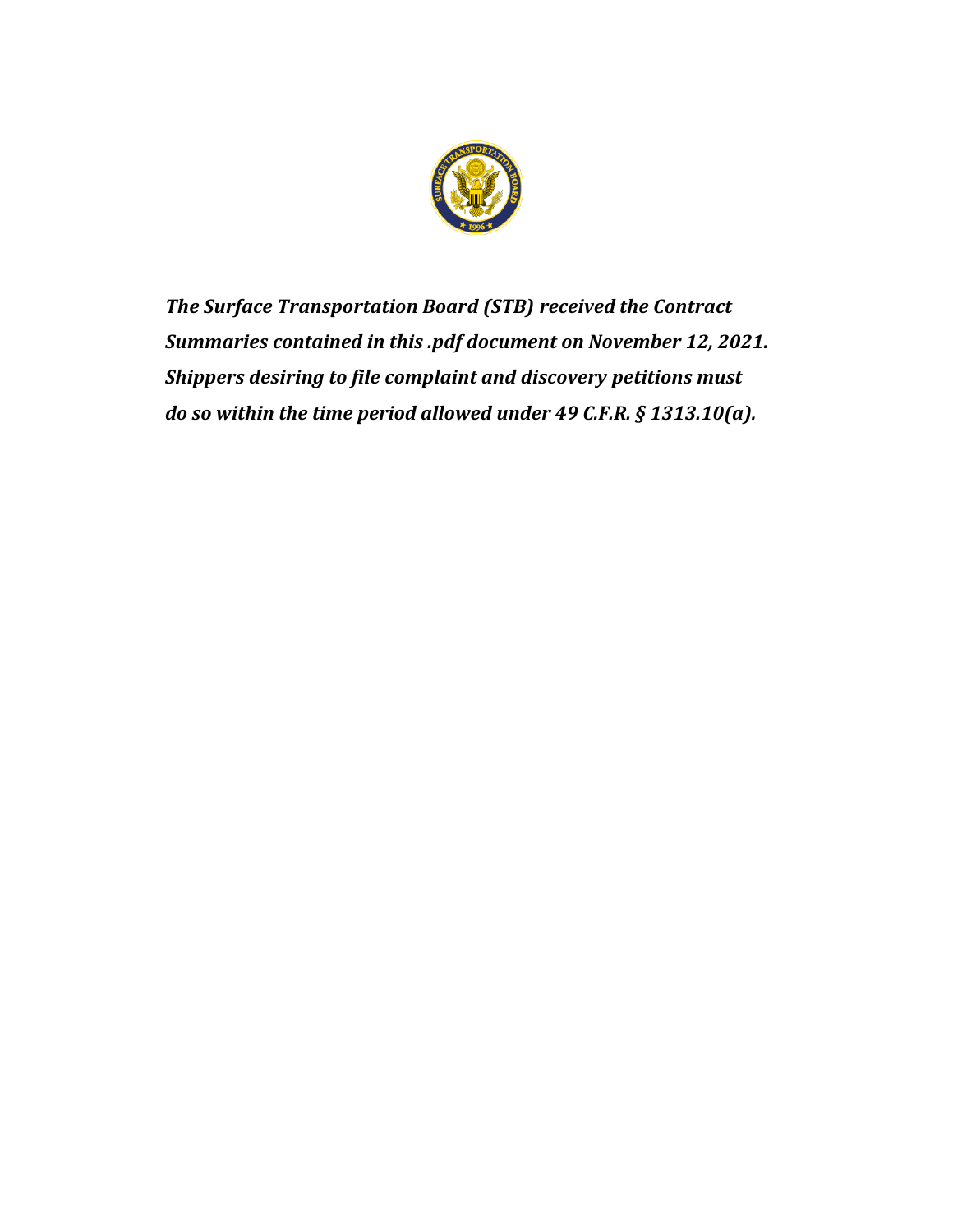***The Surface Transportation Board (STB) received the Contract Summaries contained in this .pdf document on November 12, 2021. Shippers desiring to file complaint and discovery petitions must do so within the time period allowed under 49 C.F.R. § 1313.10(a).***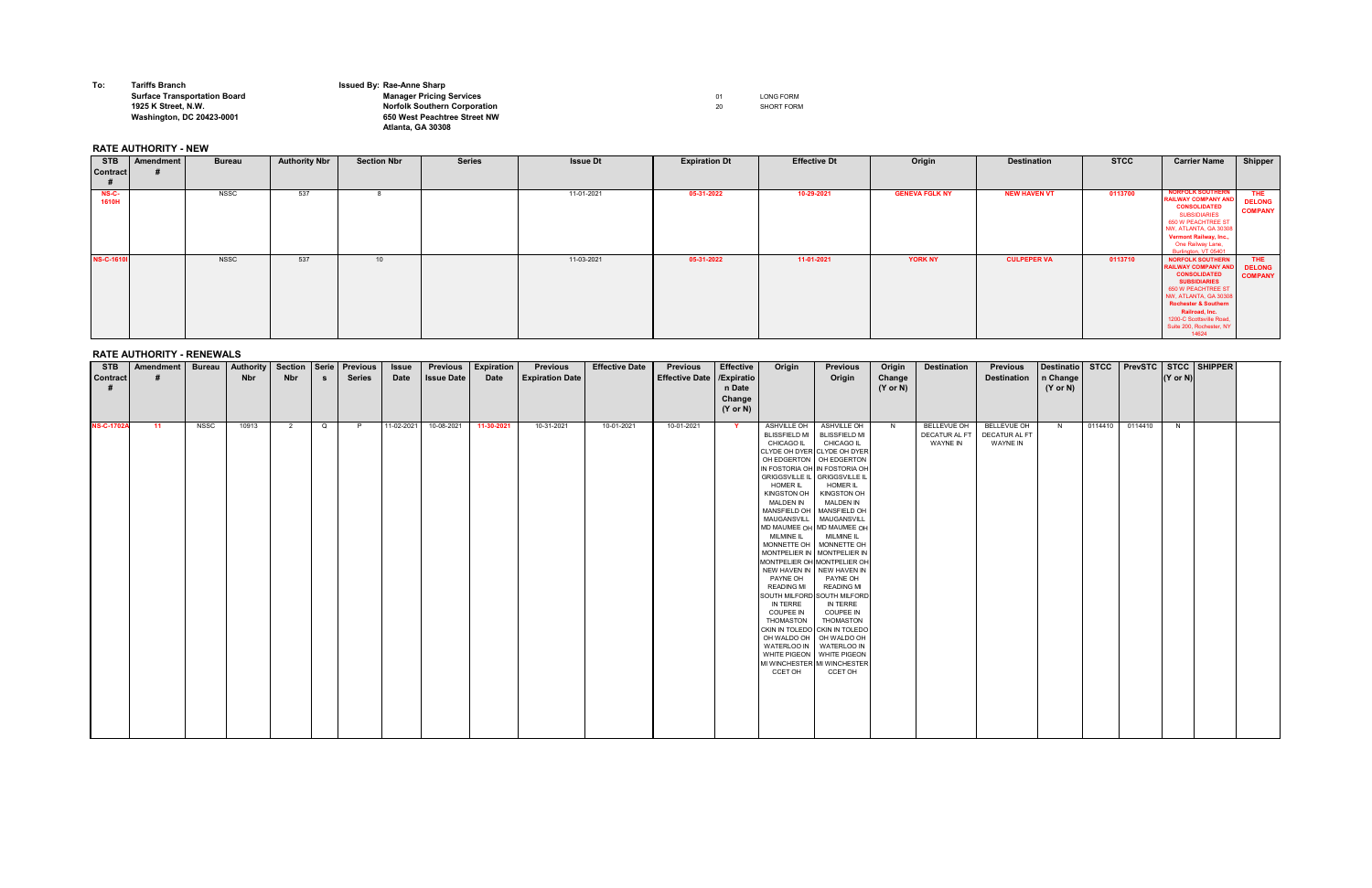**To:** Tariffs Branch
Surface Transportation Board
1925 K Street, N.W.
Washington, DC 20423-0001

**Issued By:** Rae-Anne Sharp
Manager Pricing Services
Norfolk Southern Corporation
650 West Peachtree Street NW
Atlanta, GA 30308

01 LONG FORM
20 SHORT FORM

## RATE AUTHORITY - NEW

| STB Contract # | Amendment # | Bureau | Authority Nbr | Section Nbr | Series | Issue Dt | Expiration Dt | Effective Dt | Origin | Destination | STCC | Carrier Name | Shipper |
|---|---|---|---|---|---|---|---|---|---|---|---|---|---|
| NS-C-1610H | | NSSC | 537 | 8 | | 11-01-2021 | 05-31-2022 | 10-29-2021 | GENEVA FGLK NY | NEW HAVEN VT | 0113700 | NORFOLK SOUTHERN RAILWAY COMPANY AND CONSOLIDATED SUBSIDIARIES 650 W PEACHTREE ST NW, ATLANTA, GA 30308 Vermont Railway, Inc., One Railway Lane, Burlington, VT 05401 | THE DELONG COMPANY |
| NS-C-1610I | | NSSC | 537 | 10 | | 11-03-2021 | 05-31-2022 | 11-01-2021 | YORK NY | CULPEPER VA | 0113710 | NORFOLK SOUTHERN RAILWAY COMPANY AND CONSOLIDATED SUBSIDIARIES 650 W PEACHTREE ST NW, ATLANTA, GA 30308 Rochester & Southern Railroad, Inc., 1200-C Scottsville Road, Suite 200, Rochester, NY 14624 | THE DELONG COMPANY |

## RATE AUTHORITY - RENEWALS

| STB Contract # | Amendment # | Bureau | Authority Nbr | Section Nbr | Series | Previous Series | Issue Date | Previous Issue Date | Expiration Date | Previous Expiration Date | Effective Date | Previous Effective Date | Effective /Expiration Date Change (Y or N) | Origin | Previous Origin | Origin Change (Y or N) | Destination | Previous Destination | Destination Change (Y or N) | STCC | PrevSTCC | STCC (Y or N) | SHIPPER |
|---|---|---|---|---|---|---|---|---|---|---|---|---|---|---|---|---|---|---|---|---|---|---|---|
| NS-C-1702A | 11 | NSSC | 10913 | 2 | Q | P | 11-02-2021 | 10-08-2021 | 11-30-2021 | 10-31-2021 | 10-01-2021 | 10-01-2021 | Y | ASHVILLE OH BLISSFIELD MI CHICAGO IL CLYDE OH DYER IN FOSTORIA OH EDGERTON OH GRIGGSVILLE IL HOMER IL KINGSTON OH MALDEN IN MANSFIELD OH MAUGANSVILL MD MAUMEE OH MILMINE IL MONNETTE OH MONTPELIER IN MONTPELIER OH NEW HAVEN IN PAYNE OH READING MI SOUTH MILFORD IN TERRE COUPEE IN THOMASTON CKIN IN TOLEDO OH WALDO OH WATERLOO IN WHITE PIGEON MI WINCHESTER CCET OH | ASHVILLE OH BLISSFIELD MI CHICAGO IL CLYDE OH DYER IN FOSTORIA OH EDGERTON OH GRIGGSVILLE IL HOMER IL KINGSTON OH MALDEN IN MANSFIELD OH MAUGANSVILL MD MAUMEE OH MILMINE IL MONNETTE OH MONTPELIER IN MONTPELIER OH NEW HAVEN IN PAYNE OH READING MI SOUTH MILFORD IN TERRE COUPEE IN THOMASTON CKIN IN TOLEDO OH WALDO OH WATERLOO IN WHITE PIGEON MI WINCHESTER CCET OH | N | BELLEVUE OH DECATUR AL FT WAYNE IN | BELLEVUE OH DECATUR AL FT WAYNE IN | N | 0114410 | 0114410 | N | |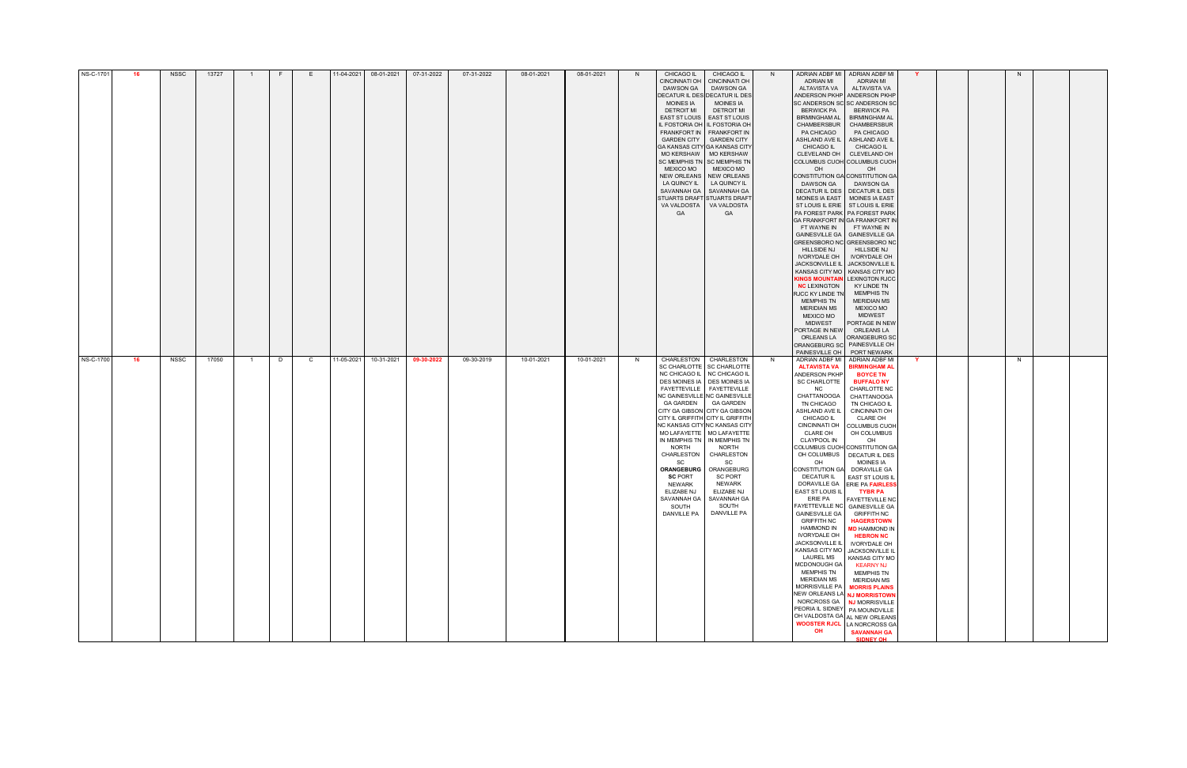| | | | | | | | | | | | | | | | | | | | | | | | |
|---|---|---|---|---|---|---|---|---|---|---|---|---|---|---|---|---|---|---|---|---|---|---|---|
| NS-C-1701 | 16 | NSSC | 13727 | 1 | F | E | 11-04-2021 | 08-01-2021 | 07-31-2022 | 07-31-2022 | 08-01-2021 | 08-01-2021 | N | CHICAGO IL CINCINNATI OH DAWSON GA DECATUR IL DES MOINES IA DETROIT MI EAST ST LOUIS IL FOSTORIA OH FRANKFORT IN GARDEN CITY GA KANSAS CITY MO KERSHAW SC MEMPHIS TN MEXICO MO NEW ORLEANS LA QUINCY IL SAVANNAH GA STUARTS DRAFT VA VALDOSTA GA | CHICAGO IL CINCINNATI OH DAWSON GA DECATUR IL DES MOINES IA DETROIT MI EAST ST LOUIS IL FOSTORIA OH FRANKFORT IN GARDEN CITY GA KANSAS CITY MO KERSHAW SC MEMPHIS TN MEXICO MO NEW ORLEANS LA QUINCY IL SAVANNAH GA STUARTS DRAFT VA VALDOSTA GA | N | ADRIAN ADBF MI ADRIAN MI ALTAVISTA VA ANDERSON PKHP SC ANDERSON SC BERWICK PA BIRMINGHAM AL CHAMBERSBUR PA CHICAGO ASHLAND AVE IL CHICAGO IL CLEVELAND OH COLUMBUS CUOH OH CONSTITUTION GA DAWSON GA DECATUR IL DES MOINES IA EAST ST LOUIS IL ERIE PA FOREST PARK GA FRANKFORT IN FT WAYNE IN GAINESVILLE GA GREENSBORO NC HILLSIDE NJ IVORYDALE OH JACKSONVILLE IL KANSAS CITY MO KINGS MOUNTAIN NC LEXINGTON RJCC KY LINDE TN MEMPHIS TN MERIDIAN MS MEXICO MO MIDWEST PORTAGE IN NEW ORLEANS LA ORANGEBURG SC PAINESVILLE OH | ADRIAN ADBF MI ADRIAN MI ALTAVISTA VA ANDERSON PKHP SC ANDERSON SC BERWICK PA BIRMINGHAM AL CHAMBERSBUR PA CHICAGO ASHLAND AVE IL CHICAGO IL CLEVELAND OH COLUMBUS CUOH OH CONSTITUTION GA DAWSON GA DECATUR IL DES MOINES IA EAST ST LOUIS IL ERIE PA FOREST PARK GA FRANKFORT IN FT WAYNE IN GAINESVILLE GA GREENSBORO NC HILLSIDE NJ IVORYDALE OH JACKSONVILLE IL KANSAS CITY MO LEXINGTON RJCC KY LINDE TN MEMPHIS TN MERIDIAN MS MEXICO MO MIDWEST PORTAGE IN NEW ORLEANS LA ORANGEBURG SC PAINESVILLE OH PORT NEWARK | Y | | | N | | |
| NS-C-1700 | 16 | NSSC | 17050 | 1 | D | C | 11-05-2021 | 10-31-2021 | 09-30-2022 | 09-30-2019 | 10-01-2021 | 10-01-2021 | N | CHARLESTON SC CHARLOTTE NC CHICAGO IL DES MOINES IA FAYETTEVILLE NC GAINESVILLE GA GARDEN CITY GA GIBSON CITY IL GRIFFITH NC KANSAS CITY MO LAFAYETTE IN MEMPHIS TN NORTH CHARLESTON SC **ORANGEBURG SC** PORT NEWARK ELIZABE NJ SAVANNAH GA SOUTH DANVILLE PA | CHARLESTON SC CHARLOTTE NC CHICAGO IL DES MOINES IA FAYETTEVILLE NC GAINESVILLE GA GARDEN CITY GA GIBSON CITY IL GRIFFITH NC KANSAS CITY MO LAFAYETTE IN MEMPHIS TN NORTH CHARLESTON SC ORANGEBURG SC PORT NEWARK ELIZABE NJ SAVANNAH GA SOUTH DANVILLE PA | N | ADRIAN ADBF MI **ALTAVISTA VA** ANDERSON PKHP SC CHARLOTTE NC CHATTANOOGA TN CHICAGO ASHLAND AVE IL CHICAGO IL CINCINNATI OH CLARE OH CLAYPOOL IN COLUMBUS CUOH OH COLUMBUS OH CONSTITUTION GA DECATUR IL DORAVILLE GA EAST ST LOUIS IL ERIE PA FAYETTEVILLE NC GAINESVILLE GA GRIFFITH NC HAMMOND IN IVORYDALE OH JACKSONVILLE IL KANSAS CITY MO LAUREL MS MCDONOUGH GA MEMPHIS TN MERIDIAN MS MORRISVILLE PA NEW ORLEANS LA NORCROSS GA PEORIA IL SIDNEY OH VALDOSTA GA **WOOSTER RJCL OH** | ADRIAN ADBF MI **BIRMINGHAM AL BOYCE TN BUFFALO NY** CHARLOTTE NC CHATTANOOGA TN CHICAGO IL CINCINNATI OH CLARE OH COLUMBUS CUOH OH COLUMBUS OH CONSTITUTION GA DECATUR IL DES MOINES IA DORAVILLE GA EAST ST LOUIS IL ERIE PA **FAIRLESS TYBR PA** FAYETTEVILLE NC GAINESVILLE GA GRIFFITH NC **HAGERSTOWN MD** HAMMOND IN **HEBRON NC** IVORYDALE OH JACKSONVILLE IL KANSAS CITY MO **KEARNY NJ** MEMPHIS TN MERIDIAN MS **MORRIS PLAINS NJ MORRISTOWN NJ** MORRISVILLE PA MOUNDVILLE AL NEW ORLEANS LA NORCROSS GA **SAVANNAH GA SIDNEY OH** | Y | | | N | | |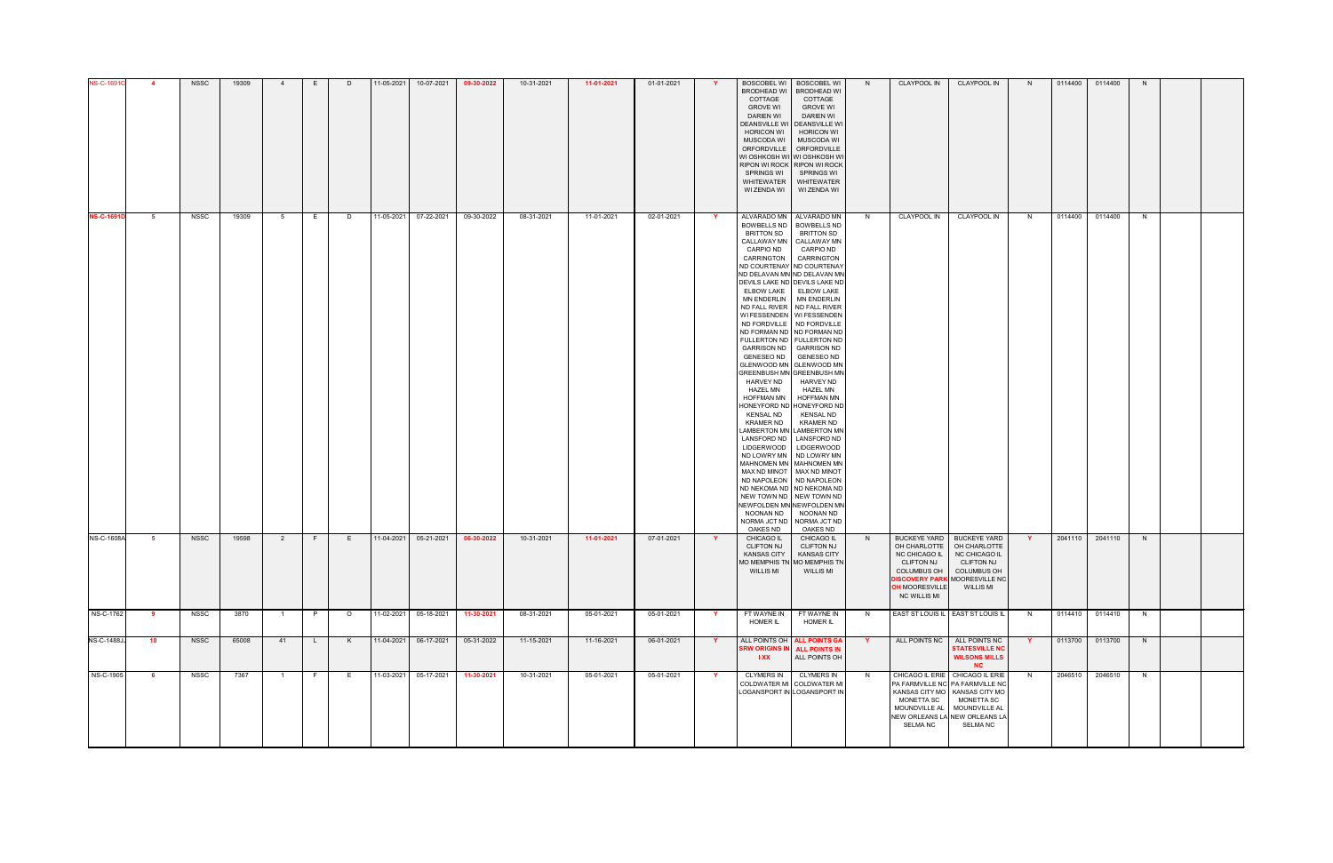| | | | | | | | | | | | | | | | | | | | | | | | | | |
|---|---|---|---|---|---|---|---|---|---|---|---|---|---|---|---|---|---|---|---|---|---|---|---|---|---|
| NS-C-1691C | 4 | NSSC | 19309 | 4 | E | D | 11-05-2021 | 10-07-2021 | 09-30-2022 | 10-31-2021 | 11-01-2021 | 01-01-2021 | Y | BOSCOBEL WI BRODHEAD WI COTTAGE GROVE WI DARIEN WI DEANSVILLE WI HORICON WI MUSCODA WI ORFORDVILLE WI OSHKOSH WI RIPON WI ROCK SPRINGS WI WHITEWATER WI ZENDA WI | BOSCOBEL WI BRODHEAD WI COTTAGE GROVE WI DARIEN WI DEANSVILLE WI HORICON WI MUSCODA WI ORFORDVILLE WI OSHKOSH WI RIPON WI ROCK SPRINGS WI WHITEWATER WI ZENDA WI | N | CLAYPOOL IN | CLAYPOOL IN | N | 0114400 | 0114400 | N | | |
| NS-C-1691D | 5 | NSSC | 19309 | 5 | E | D | 11-05-2021 | 07-22-2021 | 09-30-2022 | 08-31-2021 | 11-01-2021 | 02-01-2021 | Y | ALVARADO MN BOWBELLS ND BRITTON SD CALLAWAY MN CARPIO ND CARRINGTON ND COURTENAY ND DELAVAN MN DEVILS LAKE ND ELBOW LAKE MN ENDERLIN ND FALL RIVER WI FESSENDEN ND FORDVILLE ND FORMAN ND FULLERTON ND GARRISON ND GENESEO ND GLENWOOD MN GREENBUSH MN HARVEY ND HAZEL MN HOFFMAN MN HONEYFORD ND KENSAL ND KRAMER ND LAMBERTON MN LANSFORD ND LIDGERWOOD ND LOWRY MN MAHNOMEN MN MAX ND MINOT ND NAPOLEON ND NEKOMA ND NEW TOWN ND NEWFOLDEN MN NOONAN ND NORMA JCT ND OAKES ND | ALVARADO MN BOWBELLS ND BRITTON SD CALLAWAY MN CARPIO ND CARRINGTON ND COURTENAY ND DELAVAN MN DEVILS LAKE ND ELBOW LAKE MN ENDERLIN ND FALL RIVER WI FESSENDEN ND FORDVILLE ND FORMAN ND FULLERTON ND GARRISON ND GENESEO ND GLENWOOD MN GREENBUSH MN HARVEY ND HAZEL MN HOFFMAN MN HONEYFORD ND KENSAL ND KRAMER ND LAMBERTON MN LANSFORD ND LIDGERWOOD ND LOWRY MN MAHNOMEN MN MAX ND MINOT ND NAPOLEON ND NEKOMA ND NEW TOWN ND NEWFOLDEN MN NOONAN ND NORMA JCT ND OAKES ND | N | CLAYPOOL IN | CLAYPOOL IN | N | 0114400 | 0114400 | N | | |
| NS-C-1608A | 5 | NSSC | 19598 | 2 | F | E | 11-04-2021 | 05-21-2021 | 06-30-2022 | 10-31-2021 | 11-01-2021 | 07-01-2021 | Y | CHICAGO IL CLIFTON NJ KANSAS CITY MO MEMPHIS TN WILLIS MI | CHICAGO IL CLIFTON NJ KANSAS CITY MO MEMPHIS TN WILLIS MI | N | BUCKEYE YARD OH CHARLOTTE NC CHICAGO IL CLIFTON NJ COLUMBUS OH DISCOVERY PARK OH MOORESVILLE NC WILLIS MI | BUCKEYE YARD OH CHARLOTTE NC CHICAGO IL CLIFTON NJ COLUMBUS OH MOORESVILLE NC WILLIS MI | Y | 2041110 | 2041110 | N | | |
| NS-C-1762 | 9 | NSSC | 3870 | 1 | P | O | 11-02-2021 | 05-18-2021 | 11-30-2021 | 08-31-2021 | 05-01-2021 | 05-01-2021 | Y | FT WAYNE IN HOMER IL | FT WAYNE IN HOMER IL | N | EAST ST LOUIS IL | EAST ST LOUIS IL | N | 0114410 | 0114410 | N | | |
| NS-C-1488JJ | 10 | NSSC | 65008 | 41 | L | K | 11-04-2021 | 06-17-2021 | 05-31-2022 | 11-15-2021 | 11-16-2021 | 06-01-2021 | Y | ALL POINTS OH SRW ORIGINS IN I XX | ALL POINTS GA ALL POINTS IN ALL POINTS OH | Y | ALL POINTS NC | ALL POINTS NC STATESVILLE NC WILSONS MILLS NC | Y | 0113700 | 0113700 | N | | |
| NS-C-1905 | 6 | NSSC | 7367 | 1 | F | E | 11-03-2021 | 05-17-2021 | 11-30-2021 | 10-31-2021 | 05-01-2021 | 05-01-2021 | Y | CLYMERS IN COLDWATER MI LOGANSPORT IN | CLYMERS IN COLDWATER MI LOGANSPORT IN | N | CHICAGO IL ERIE PA FARMVILLE NC KANSAS CITY MO MONETTA SC MOUNDVILLE AL NEW ORLEANS LA SELMA NC | CHICAGO IL ERIE PA FARMVILLE NC KANSAS CITY MO MONETTA SC MOUNDVILLE AL NEW ORLEANS LA SELMA NC | N | 2046510 | 2046510 | N | | |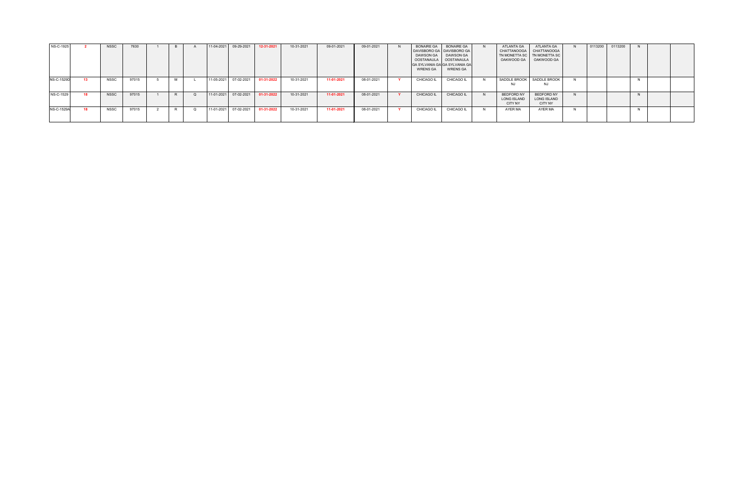| | | | | | | | | | | | | | | | | | | | | | | | | | | |
|---|---|---|---|---|---|---|---|---|---|---|---|---|---|---|---|---|---|---|---|---|---|---|---|---|---|---|
| NS-C-1925 | 2 | NSSC | 7630 | 1 | B | A | 11-04-2021 | 09-29-2021 | 12-31-2021 | 10-31-2021 | 09-01-2021 | 09-01-2021 | N | BONAIRE GA DAVISBORO GA DAWSON GA OOSTANAULA GA SYLVANIA GA WRENS GA | BONAIRE GA DAVISBORO GA DAWSON GA OOSTANAULA GA SYLVANIA GA WRENS GA | N | ATLANTA GA CHATTANOOGA TN MONETTA SC OAKWOOD GA | ATLANTA GA CHATTANOOGA TN MONETTA SC OAKWOOD GA | N | 0113200 | 0113200 | N | | |
| NS-C-1529D | 13 | NSSC | 97015 | 5 | M | L | 11-05-2021 | 07-02-2021 | 01-31-2022 | 10-31-2021 | 11-01-2021 | 08-01-2021 | Y | CHICAGO IL | CHICAGO IL | N | SADDLE BROOK NJ | SADDLE BROOK NJ | N | | | N | | |
| NS-C-1529 | 18 | NSSC | 97015 | 1 | R | Q | 11-01-2021 | 07-02-2021 | 01-31-2022 | 10-31-2021 | 11-01-2021 | 08-01-2021 | Y | CHICAGO IL | CHICAGO IL | N | BEDFORD NY LONG ISLAND CITY NY | BEDFORD NY LONG ISLAND CITY NY | N | | | N | | |
| NS-C-1529A | 18 | NSSC | 97015 | 2 | R | Q | 11-01-2021 | 07-02-2021 | 01-31-2022 | 10-31-2021 | 11-01-2021 | 08-01-2021 | Y | CHICAGO IL | CHICAGO IL | N | AYER MA | AYER MA | N | | | N | | |